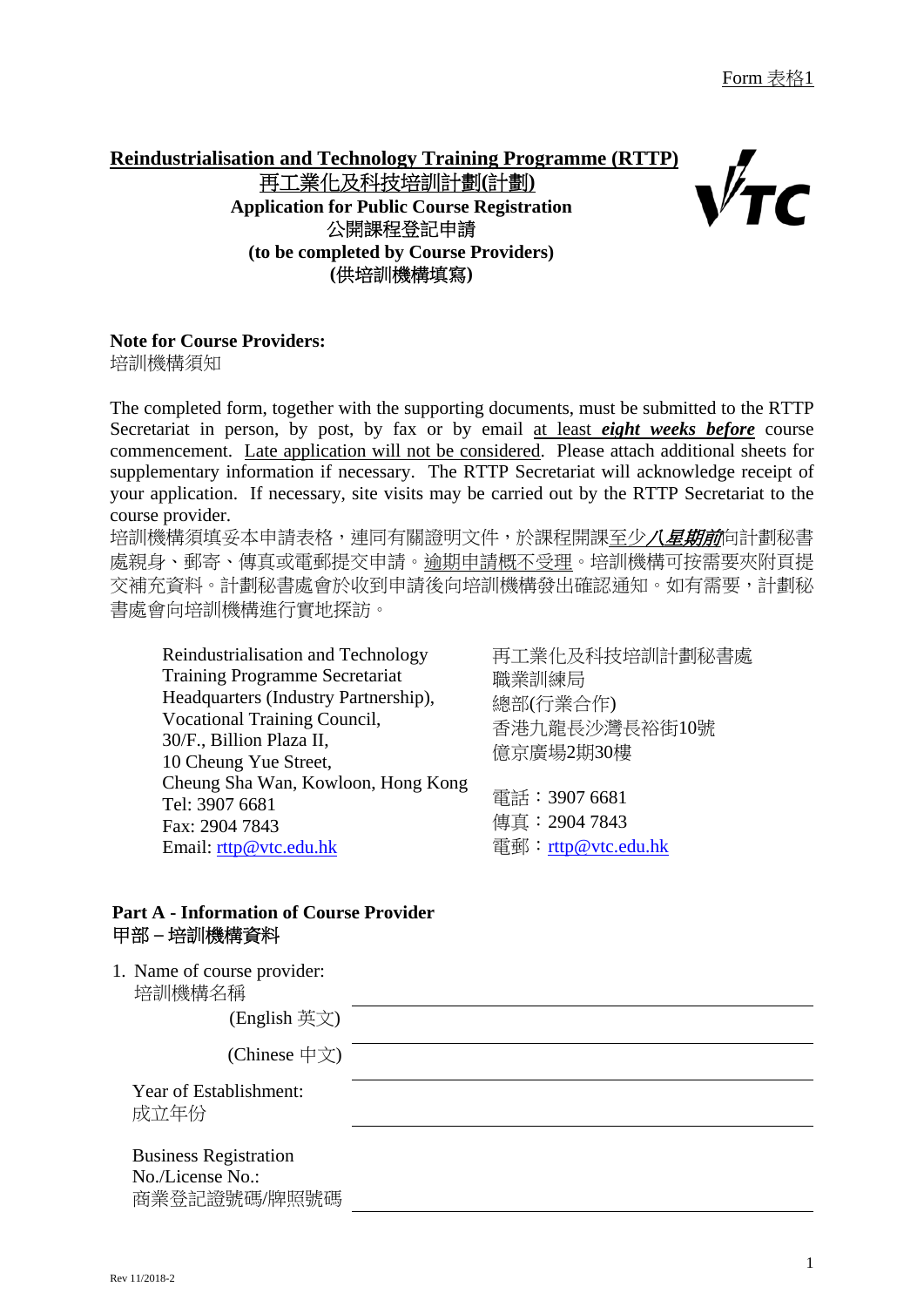Form 表格1

# Reindustrialisation and Technology Training Programme (RTTP)

## 再工業化及科技培訓計劃(計劃)

**Application for Public Course Registration**

**公開課程登記申請**

**(to be completed by Course Providers)**

**(供培訓機構填寫)**

**Note for Course Providers:**
培訓機構須知

The completed form, together with the supporting documents, must be submitted to the RTTP Secretariat in person, by post, by fax or by email at least ***eight weeks before*** course commencement. Late application will not be considered. Please attach additional sheets for supplementary information if necessary. The RTTP Secretariat will acknowledge receipt of your application. If necessary, site visits may be carried out by the RTTP Secretariat to the course provider.

培訓機構須填妥本申請表格，連同有關證明文件，於課程開課至少***八星期前***向計劃秘書處親身、郵寄、傳真或電郵提交申請。逾期申請概不受理。培訓機構可按需要夾附頁提交補充資料。計劃秘書處會於收到申請後向培訓機構發出確認通知。如有需要，計劃秘書處會向培訓機構進行實地探訪。

Reindustrialisation and Technology Training Programme Secretariat
Headquarters (Industry Partnership),
Vocational Training Council,
30/F., Billion Plaza II,
10 Cheung Yue Street,
Cheung Sha Wan, Kowloon, Hong Kong
Tel: 3907 6681
Fax: 2904 7843
Email: rttp@vtc.edu.hk

再工業化及科技培訓計劃秘書處
職業訓練局
總部(行業合作)
香港九龍長沙灣長裕街10號
億京廣場2期30樓

電話：3907 6681
傳真：2904 7843
電郵：rttp@vtc.edu.hk

## Part A - Information of Course Provider
## 甲部 – 培訓機構資料

1. Name of course provider:
   培訓機構名稱
   (English 英文) ______________________
   (Chinese 中文) ______________________

   Year of Establishment:
   成立年份 ______________________

   Business Registration No./License No.:
   商業登記證號碼/牌照號碼 ______________________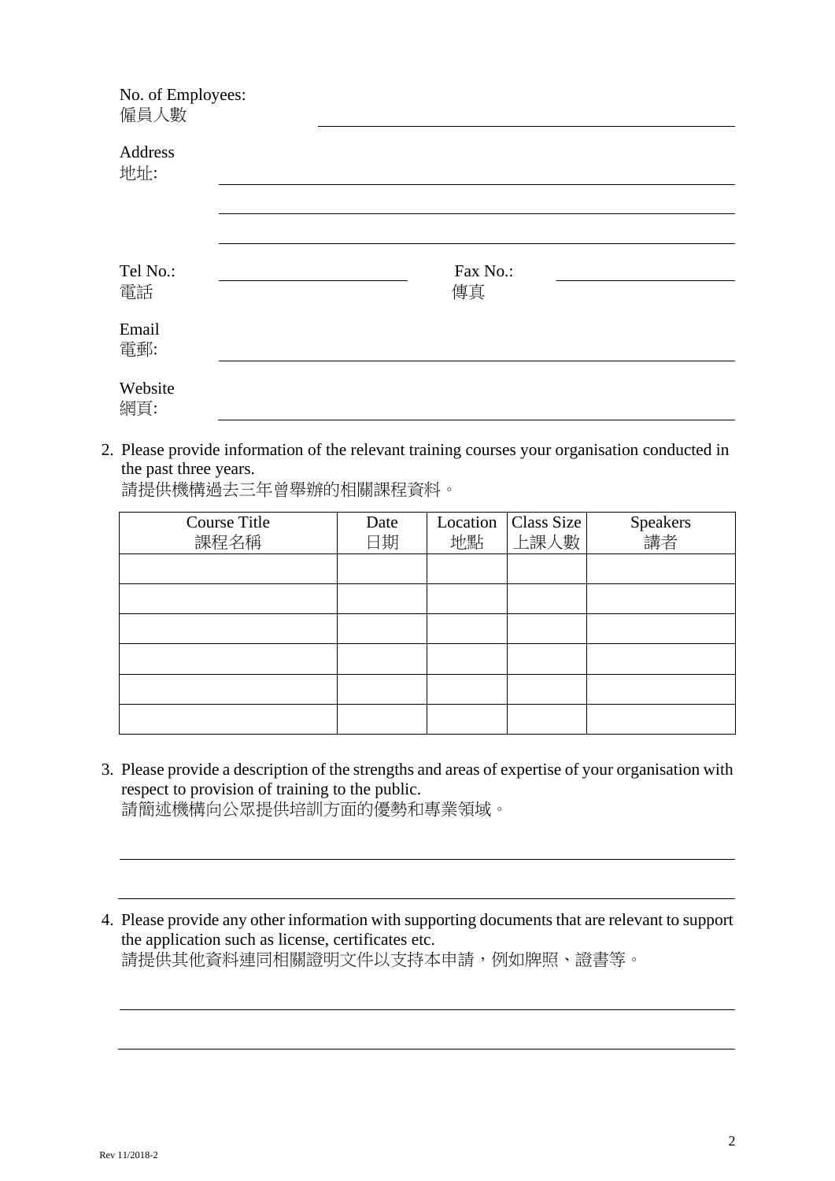No. of Employees:
僱員人數 \_\_\_\_\_\_\_\_\_\_\_\_\_\_\_\_\_\_\_\_\_\_\_\_\_\_\_\_\_\_

Address
地址: \_\_\_\_\_\_\_\_\_\_\_\_\_\_\_\_\_\_\_\_\_\_\_\_\_\_\_\_\_\_

\_\_\_\_\_\_\_\_\_\_\_\_\_\_\_\_\_\_\_\_\_\_\_\_\_\_\_\_\_\_

\_\_\_\_\_\_\_\_\_\_\_\_\_\_\_\_\_\_\_\_\_\_\_\_\_\_\_\_\_\_

Tel No.:
電話 \_\_\_\_\_\_\_\_\_\_\_\_\_\_\_ Fax No.:
傳真 \_\_\_\_\_\_\_\_\_\_\_\_\_\_\_

Email
電郵: \_\_\_\_\_\_\_\_\_\_\_\_\_\_\_\_\_\_\_\_\_\_\_\_\_\_\_\_\_\_

Website
網頁: \_\_\_\_\_\_\_\_\_\_\_\_\_\_\_\_\_\_\_\_\_\_\_\_\_\_\_\_\_\_

2. Please provide information of the relevant training courses your organisation conducted in the past three years.
請提供機構過去三年曾舉辦的相關課程資料。

| Course Title 課程名稱 | Date 日期 | Location 地點 | Class Size 上課人數 | Speakers 講者 |
|---|---|---|---|---|
| | | | | |
| | | | | |
| | | | | |
| | | | | |
| | | | | |
| | | | | |

3. Please provide a description of the strengths and areas of expertise of your organisation with respect to provision of training to the public.
請簡述機構向公眾提供培訓方面的優勢和專業領域。

\_\_\_\_\_\_\_\_\_\_\_\_\_\_\_\_\_\_\_\_\_\_\_\_\_\_\_\_\_\_

\_\_\_\_\_\_\_\_\_\_\_\_\_\_\_\_\_\_\_\_\_\_\_\_\_\_\_\_\_\_

4. Please provide any other information with supporting documents that are relevant to support the application such as license, certificates etc.
請提供其他資料連同相關證明文件以支持本申請，例如牌照、證書等。

\_\_\_\_\_\_\_\_\_\_\_\_\_\_\_\_\_\_\_\_\_\_\_\_\_\_\_\_\_\_

\_\_\_\_\_\_\_\_\_\_\_\_\_\_\_\_\_\_\_\_\_\_\_\_\_\_\_\_\_\_

Rev 11/2018-2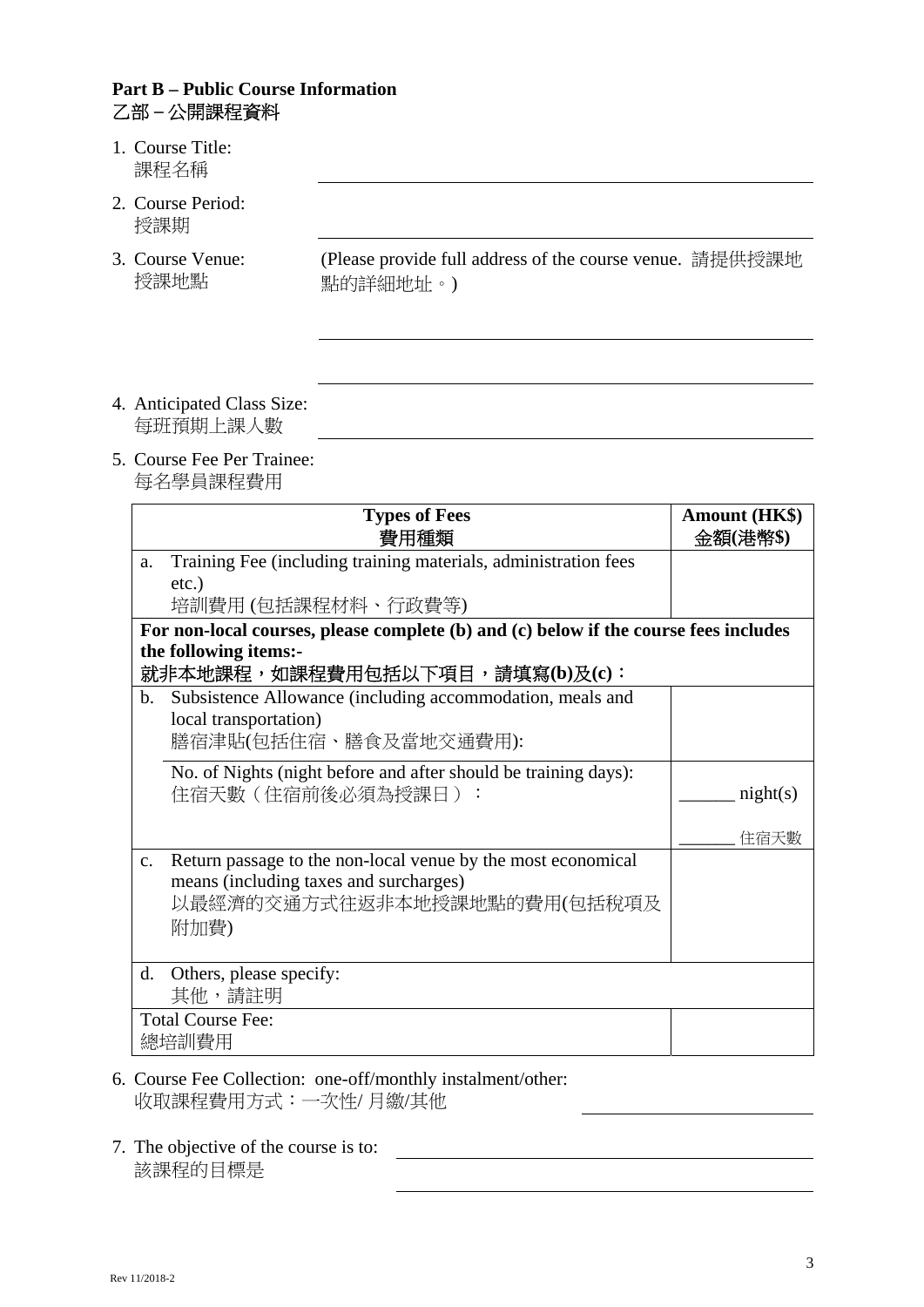**Part B – Public Course Information**
**乙部－公開課程資料**

1. Course Title:
   課程名稱 \_\_\_\_\_\_\_\_\_\_\_\_\_\_\_\_\_\_\_\_\_\_\_\_\_\_\_\_\_\_

2. Course Period:
   授課期 \_\_\_\_\_\_\_\_\_\_\_\_\_\_\_\_\_\_\_\_\_\_\_\_\_\_\_\_\_\_

3. Course Venue:
   授課地點
   (Please provide full address of the course venue. 請提供授課地點的詳細地址。)
   \_\_\_\_\_\_\_\_\_\_\_\_\_\_\_\_\_\_\_\_\_\_\_\_\_\_\_\_\_\_
   \_\_\_\_\_\_\_\_\_\_\_\_\_\_\_\_\_\_\_\_\_\_\_\_\_\_\_\_\_\_

4. Anticipated Class Size:
   每班預期上課人數 \_\_\_\_\_\_\_\_\_\_\_\_\_\_\_\_\_\_\_\_\_\_\_\_\_\_\_\_\_\_

5. Course Fee Per Trainee:
   每名學員課程費用

| | Types of Fees<br>費用種類 | Amount (HK$)<br>金額(港幣$) |
|---|---|---|
| a. | Training Fee (including training materials, administration fees etc.)<br>培訓費用 (包括課程材料、行政費等) | |
| | **For non-local courses, please complete (b) and (c) below if the course fees includes the following items:-**<br>**就非本地課程，如課程費用包括以下項目，請填寫(b)及(c)：** | |
| b. | Subsistence Allowance (including accommodation, meals and local transportation)<br>膳宿津貼(包括住宿、膳食及當地交通費用): | |
| | No. of Nights (night before and after should be training days):<br>住宿天數（住宿前後必須為授課日）： | \_\_\_\_\_\_ night(s)<br>\_\_\_\_\_\_ 住宿天數 |
| c. | Return passage to the non-local venue by the most economical means (including taxes and surcharges)<br>以最經濟的交通方式往返非本地授課地點的費用(包括稅項及附加費) | |
| d. | Others, please specify:<br>其他，請註明 | |
| | Total Course Fee:<br>總培訓費用 | |

6. Course Fee Collection: one-off/monthly instalment/other:
   收取課程費用方式：一次性/ 月繳/其他 \_\_\_\_\_\_\_\_\_\_\_\_\_\_\_\_\_\_\_\_

7. The objective of the course is to:
   該課程的目標是 \_\_\_\_\_\_\_\_\_\_\_\_\_\_\_\_\_\_\_\_\_\_\_\_\_\_\_\_\_\_
   \_\_\_\_\_\_\_\_\_\_\_\_\_\_\_\_\_\_\_\_\_\_\_\_\_\_\_\_\_\_

Rev 11/2018-2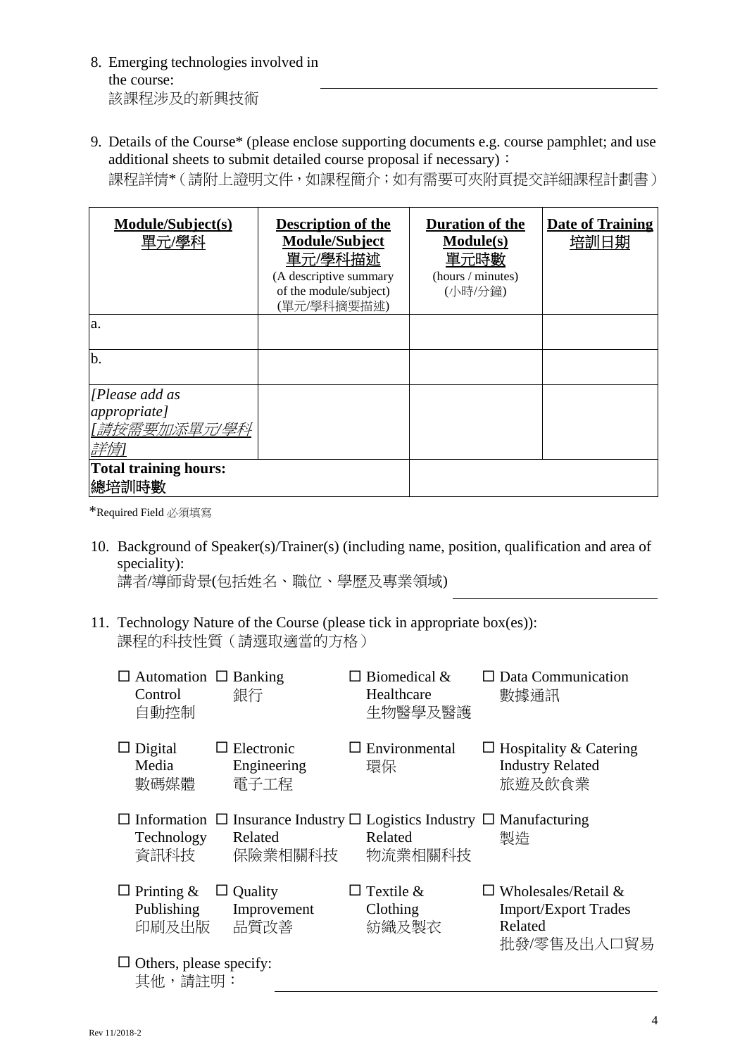8. Emerging technologies involved in the course:
   該課程涉及的新興技術 \_\_\_\_\_\_\_\_\_\_\_\_\_\_\_\_\_\_\_\_\_\_\_\_\_\_\_\_\_\_\_\_

9. Details of the Course* (please enclose supporting documents e.g. course pamphlet; and use additional sheets to submit detailed course proposal if necessary)：
   課程詳情*（請附上證明文件，如課程簡介；如有需要可夾附頁提交詳細課程計劃書）

| **Module/Subject(s)** 單元/學科 | **Description of the Module/Subject** 單元/學科描述 (A descriptive summary of the module/subject) (單元/學科摘要描述) | **Duration of the Module(s)** 單元時數 (hours / minutes) (小時/分鐘) | **Date of Training** 培訓日期 |
|---|---|---|---|
| a. | | | |
| b. | | | |
| *[Please add as appropriate]* *[請按需要加添單元/學科詳情]* | | | |
| **Total training hours:** 總培訓時數 | | | |

*Required Field 必須填寫

10. Background of Speaker(s)/Trainer(s) (including name, position, qualification and area of speciality):
    講者/導師背景(包括姓名、職位、學歷及專業領域) \_\_\_\_\_\_\_\_\_\_\_\_\_\_\_\_\_\_\_\_\_\_\_\_\_\_\_\_\_\_\_\_

11. Technology Nature of the Course (please tick in appropriate box(es)):
    課程的科技性質（請選取適當的方格）

- ☐ Automation Control 自動控制
- ☐ Banking 銀行
- ☐ Biomedical & Healthcare 生物醫學及醫護
- ☐ Data Communication 數據通訊
- ☐ Digital Media 數碼媒體
- ☐ Electronic Engineering 電子工程
- ☐ Environmental 環保
- ☐ Hospitality & Catering Industry Related 旅遊及飲食業
- ☐ Information Technology 資訊科技
- ☐ Insurance Industry Related 保險業相關科技
- ☐ Logistics Industry Related 物流業相關科技
- ☐ Manufacturing 製造
- ☐ Printing & Publishing 印刷及出版
- ☐ Quality Improvement 品質改善
- ☐ Textile & Clothing 紡織及製衣
- ☐ Wholesales/Retail & Import/Export Trades Related 批發/零售及出入口貿易
- ☐ Others, please specify: 其他，請註明： \_\_\_\_\_\_\_\_\_\_\_\_\_\_\_\_\_\_\_\_\_\_\_\_\_\_\_\_\_\_\_\_

Rev 11/2018-2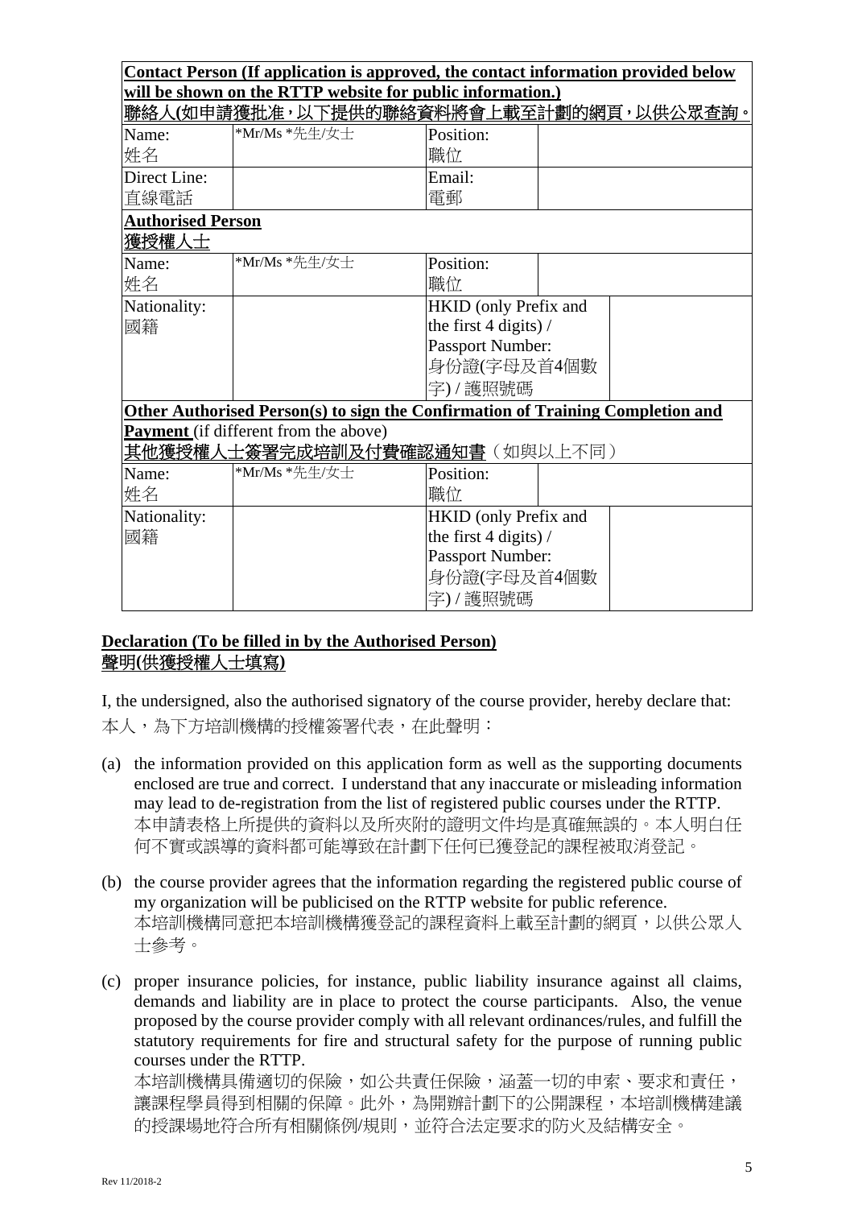| **Contact Person (If application is approved, the contact information provided below will be shown on the RTTP website for public information.)**<br>**聯絡人(如申請獲批准，以下提供的聯絡資料將會上載至計劃的網頁，以供公眾查詢。** | | | |
|---|---|---|---|
| Name:<br>姓名 | *Mr/Ms *先生/女士 | Position:<br>職位 | |
| Direct Line:<br>直線電話 | | Email:<br>電郵 | |
| **Authorised Person**<br>**獲授權人士** | | | |
| Name:<br>姓名 | *Mr/Ms *先生/女士 | Position:<br>職位 | |
| Nationality:<br>國籍 | | HKID (only Prefix and the first 4 digits) / Passport Number:<br>身份證(字母及首4個數字) / 護照號碼 | |
| **Other Authorised Person(s) to sign the Confirmation of Training Completion and Payment** (if different from the above)<br>**其他獲授權人士簽署完成培訓及付費確認通知書**（如與以上不同） | | | |
| Name:<br>姓名 | *Mr/Ms *先生/女士 | Position:<br>職位 | |
| Nationality:<br>國籍 | | HKID (only Prefix and the first 4 digits) / Passport Number:<br>身份證(字母及首4個數字) / 護照號碼 | |

**Declaration (To be filled in by the Authorised Person)**
**聲明(供獲授權人士填寫)**

I, the undersigned, also the authorised signatory of the course provider, hereby declare that:
本人，為下方培訓機構的授權簽署代表，在此聲明：

(a) the information provided on this application form as well as the supporting documents enclosed are true and correct. I understand that any inaccurate or misleading information may lead to de-registration from the list of registered public courses under the RTTP.
本申請表格上所提供的資料以及所夾附的證明文件均是真確無誤的。本人明白任何不實或誤導的資料都可能導致在計劃下任何已獲登記的課程被取消登記。

(b) the course provider agrees that the information regarding the registered public course of my organization will be publicised on the RTTP website for public reference.
本培訓機構同意把本培訓機構獲登記的課程資料上載至計劃的網頁，以供公眾人士參考。

(c) proper insurance policies, for instance, public liability insurance against all claims, demands and liability are in place to protect the course participants. Also, the venue proposed by the course provider comply with all relevant ordinances/rules, and fulfill the statutory requirements for fire and structural safety for the purpose of running public courses under the RTTP.
本培訓機構具備適切的保險，如公共責任保險，涵蓋一切的申索、要求和責任，讓課程學員得到相關的保障。此外，為開辦計劃下的公開課程，本培訓機構建議的授課場地符合所有相關條例/規則，並符合法定要求的防火及結構安全。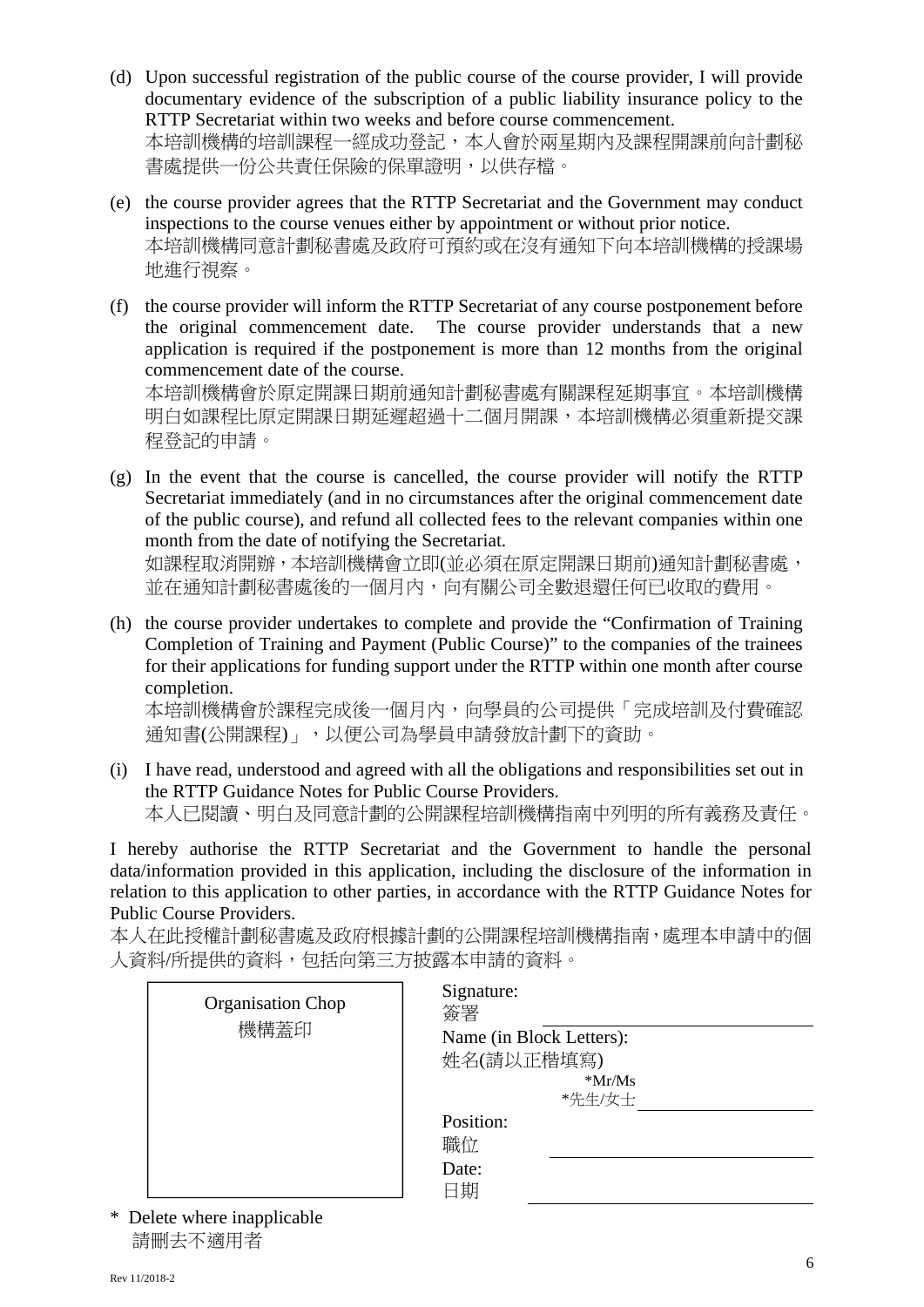(d) Upon successful registration of the public course of the course provider, I will provide documentary evidence of the subscription of a public liability insurance policy to the RTTP Secretariat within two weeks and before course commencement.
本培訓機構的培訓課程一經成功登記，本人會於兩星期內及課程開課前向計劃秘書處提供一份公共責任保險的保單證明，以供存檔。

(e) the course provider agrees that the RTTP Secretariat and the Government may conduct inspections to the course venues either by appointment or without prior notice.
本培訓機構同意計劃秘書處及政府可預約或在沒有通知下向本培訓機構的授課場地進行視察。

(f) the course provider will inform the RTTP Secretariat of any course postponement before the original commencement date. The course provider understands that a new application is required if the postponement is more than 12 months from the original commencement date of the course.
本培訓機構會於原定開課日期前通知計劃秘書處有關課程延期事宜。本培訓機構明白如課程比原定開課日期延遲超過十二個月開課，本培訓機構必須重新提交課程登記的申請。

(g) In the event that the course is cancelled, the course provider will notify the RTTP Secretariat immediately (and in no circumstances after the original commencement date of the public course), and refund all collected fees to the relevant companies within one month from the date of notifying the Secretariat.
如課程取消開辦，本培訓機構會立即(並必須在原定開課日期前)通知計劃秘書處，並在通知計劃秘書處後的一個月內，向有關公司全數退還任何已收取的費用。

(h) the course provider undertakes to complete and provide the "Confirmation of Training Completion of Training and Payment (Public Course)" to the companies of the trainees for their applications for funding support under the RTTP within one month after course completion.
本培訓機構會於課程完成後一個月內，向學員的公司提供「完成培訓及付費確認通知書(公開課程)」，以便公司為學員申請發放計劃下的資助。

(i) I have read, understood and agreed with all the obligations and responsibilities set out in the RTTP Guidance Notes for Public Course Providers.
本人已閱讀、明白及同意計劃的公開課程培訓機構指南中列明的所有義務及責任。

I hereby authorise the RTTP Secretariat and the Government to handle the personal data/information provided in this application, including the disclosure of the information in relation to this application to other parties, in accordance with the RTTP Guidance Notes for Public Course Providers.
本人在此授權計劃秘書處及政府根據計劃的公開課程培訓機構指南，處理本申請中的個人資料/所提供的資料，包括向第三方披露本申請的資料。

| Organisation Chop 機構蓋印 | |
|---|---|
| | Signature: 簽署 ______________________ |
| | Name (in Block Letters): 姓名(請以正楷填寫) *Mr/Ms *先生/女士 ______________________ |
| | Position: 職位 ______________________ |
| | Date: 日期 ______________________ |

\* Delete where inapplicable
請刪去不適用者

Rev 11/2018-2